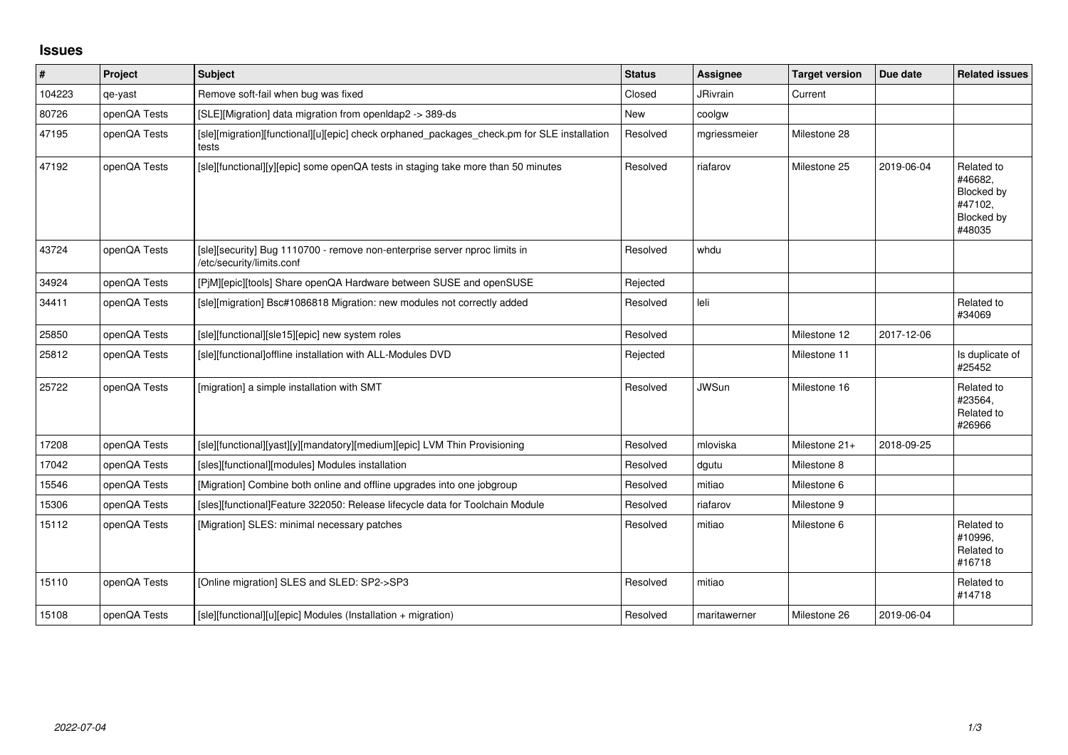# Issues

| # | Project | Subject | Status | Assignee | Target version | Due date | Related issues |
|---|---|---|---|---|---|---|---|
| 104223 | qe-yast | Remove soft-fail when bug was fixed | Closed | JRivrain | Current | | |
| 80726 | openQA Tests | [SLE][Migration] data migration from openldap2 -> 389-ds | New | coolgw | | | |
| 47195 | openQA Tests | [sle][migration][functional][u][epic] check orphaned_packages_check.pm for SLE installation tests | Resolved | mgriessmeier | Milestone 28 | | |
| 47192 | openQA Tests | [sle][functional][y][epic] some openQA tests in staging take more than 50 minutes | Resolved | riafarov | Milestone 25 | 2019-06-04 | Related to #46682, Blocked by #47102, Blocked by #48035 |
| 43724 | openQA Tests | [sle][security] Bug 1110700 - remove non-enterprise server nproc limits in /etc/security/limits.conf | Resolved | whdu | | | |
| 34924 | openQA Tests | [PjM][epic][tools] Share openQA Hardware between SUSE and openSUSE | Rejected | | | | |
| 34411 | openQA Tests | [sle][migration] Bsc#1086818 Migration: new modules not correctly added | Resolved | leli | | | Related to #34069 |
| 25850 | openQA Tests | [sle][functional][sle15][epic] new system roles | Resolved | | Milestone 12 | 2017-12-06 | |
| 25812 | openQA Tests | [sle][functional]offline installation with ALL-Modules DVD | Rejected | | Milestone 11 | | Is duplicate of #25452 |
| 25722 | openQA Tests | [migration] a simple installation with SMT | Resolved | JWSun | Milestone 16 | | Related to #23564, Related to #26966 |
| 17208 | openQA Tests | [sle][functional][yast][y][mandatory][medium][epic] LVM Thin Provisioning | Resolved | mloviska | Milestone 21+ | 2018-09-25 | |
| 17042 | openQA Tests | [sles][functional][modules] Modules installation | Resolved | dgutu | Milestone 8 | | |
| 15546 | openQA Tests | [Migration] Combine both online and offline upgrades into one jobgroup | Resolved | mitiao | Milestone 6 | | |
| 15306 | openQA Tests | [sles][functional]Feature 322050: Release lifecycle data for Toolchain Module | Resolved | riafarov | Milestone 9 | | |
| 15112 | openQA Tests | [Migration] SLES: minimal necessary patches | Resolved | mitiao | Milestone 6 | | Related to #10996, Related to #16718 |
| 15110 | openQA Tests | [Online migration] SLES and SLED: SP2->SP3 | Resolved | mitiao | | | Related to #14718 |
| 15108 | openQA Tests | [sle][functional][u][epic] Modules (Installation + migration) | Resolved | maritawerner | Milestone 26 | 2019-06-04 | |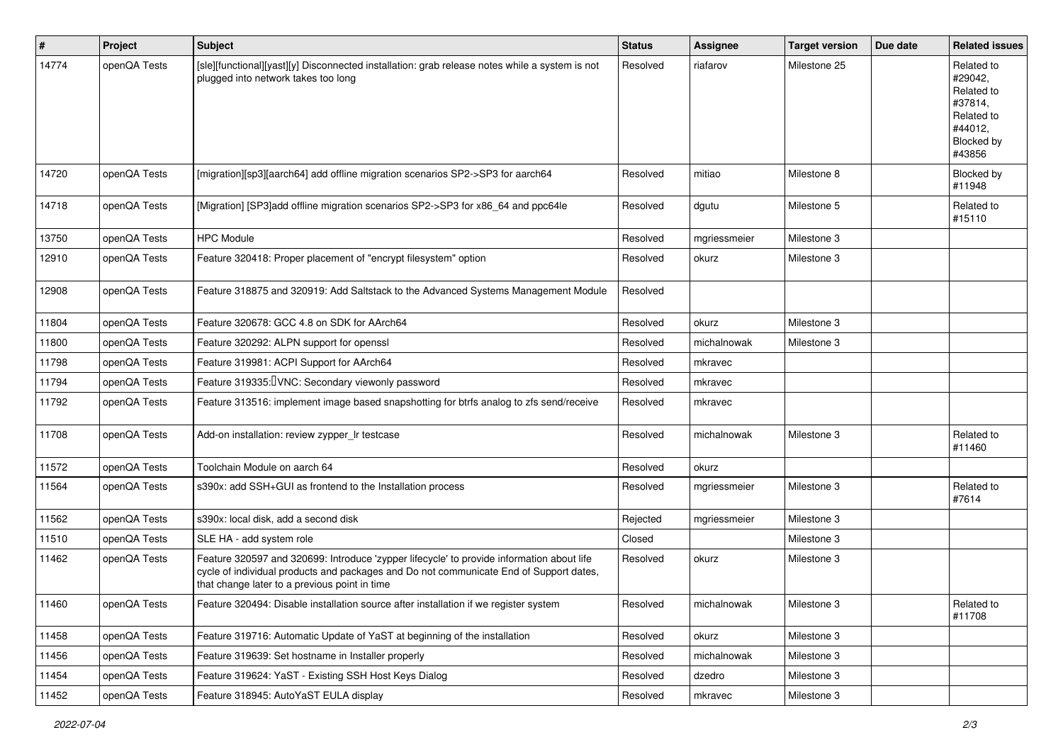| # | Project | Subject | Status | Assignee | Target version | Due date | Related issues |
|---|---|---|---|---|---|---|---|
| 14774 | openQA Tests | [sle][functional][yast][y] Disconnected installation: grab release notes while a system is not plugged into network takes too long | Resolved | riafarov | Milestone 25 | | Related to #29042, Related to #37814, Related to #44012, Blocked by #43856 |
| 14720 | openQA Tests | [migration][sp3][aarch64] add offline migration scenarios SP2->SP3 for aarch64 | Resolved | mitiao | Milestone 8 | | Blocked by #11948 |
| 14718 | openQA Tests | [Migration] [SP3]add offline migration scenarios SP2->SP3 for x86_64 and ppc64le | Resolved | dgutu | Milestone 5 | | Related to #15110 |
| 13750 | openQA Tests | HPC Module | Resolved | mgriessmeier | Milestone 3 | | |
| 12910 | openQA Tests | Feature 320418: Proper placement of "encrypt filesystem" option | Resolved | okurz | Milestone 3 | | |
| 12908 | openQA Tests | Feature 318875 and 320919: Add Saltstack to the Advanced Systems Management Module | Resolved | | | | |
| 11804 | openQA Tests | Feature 320678: GCC 4.8 on SDK for AArch64 | Resolved | okurz | Milestone 3 | | |
| 11800 | openQA Tests | Feature 320292: ALPN support for openssl | Resolved | michalnowak | Milestone 3 | | |
| 11798 | openQA Tests | Feature 319981: ACPI Support for AArch64 | Resolved | mkravec | | | |
| 11794 | openQA Tests | Feature 319335: VNC: Secondary viewonly password | Resolved | mkravec | | | |
| 11792 | openQA Tests | Feature 313516: implement image based snapshotting for btrfs analog to zfs send/receive | Resolved | mkravec | | | |
| 11708 | openQA Tests | Add-on installation: review zypper_lr testcase | Resolved | michalnowak | Milestone 3 | | Related to #11460 |
| 11572 | openQA Tests | Toolchain Module on aarch 64 | Resolved | okurz | | | |
| 11564 | openQA Tests | s390x: add SSH+GUI as frontend to the Installation process | Resolved | mgriessmeier | Milestone 3 | | Related to #7614 |
| 11562 | openQA Tests | s390x: local disk, add a second disk | Rejected | mgriessmeier | Milestone 3 | | |
| 11510 | openQA Tests | SLE HA - add system role | Closed | | Milestone 3 | | |
| 11462 | openQA Tests | Feature 320597 and 320699: Introduce 'zypper lifecycle' to provide information about life cycle of individual products and packages and Do not communicate End of Support dates, that change later to a previous point in time | Resolved | okurz | Milestone 3 | | |
| 11460 | openQA Tests | Feature 320494: Disable installation source after installation if we register system | Resolved | michalnowak | Milestone 3 | | Related to #11708 |
| 11458 | openQA Tests | Feature 319716: Automatic Update of YaST at beginning of the installation | Resolved | okurz | Milestone 3 | | |
| 11456 | openQA Tests | Feature 319639: Set hostname in Installer properly | Resolved | michalnowak | Milestone 3 | | |
| 11454 | openQA Tests | Feature 319624: YaST - Existing SSH Host Keys Dialog | Resolved | dzedro | Milestone 3 | | |
| 11452 | openQA Tests | Feature 318945: AutoYaST EULA display | Resolved | mkravec | Milestone 3 | | |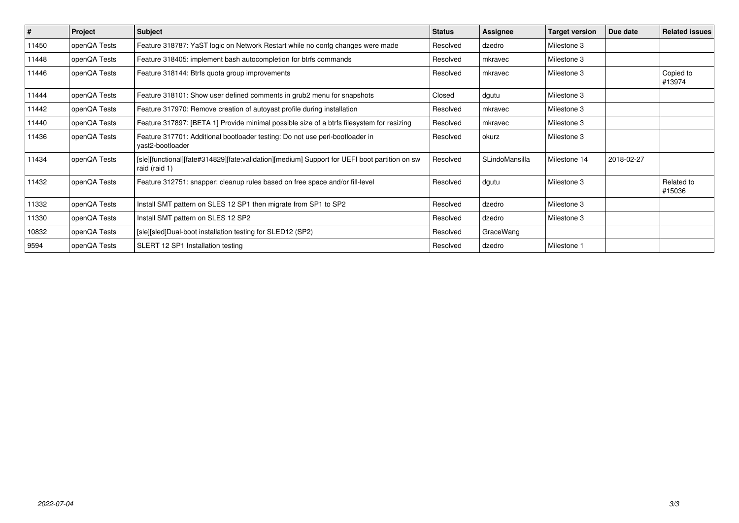| # | Project | Subject | Status | Assignee | Target version | Due date | Related issues |
|---|---|---|---|---|---|---|---|
| 11450 | openQA Tests | Feature 318787: YaST logic on Network Restart while no confg changes were made | Resolved | dzedro | Milestone 3 | | |
| 11448 | openQA Tests | Feature 318405: implement bash autocompletion for btrfs commands | Resolved | mkravec | Milestone 3 | | |
| 11446 | openQA Tests | Feature 318144: Btrfs quota group improvements | Resolved | mkravec | Milestone 3 | | Copied to #13974 |
| 11444 | openQA Tests | Feature 318101: Show user defined comments in grub2 menu for snapshots | Closed | dgutu | Milestone 3 | | |
| 11442 | openQA Tests | Feature 317970: Remove creation of autoyast profile during installation | Resolved | mkravec | Milestone 3 | | |
| 11440 | openQA Tests | Feature 317897: [BETA 1] Provide minimal possible size of a btrfs filesystem for resizing | Resolved | mkravec | Milestone 3 | | |
| 11436 | openQA Tests | Feature 317701: Additional bootloader testing: Do not use perl-bootloader in yast2-bootloader | Resolved | okurz | Milestone 3 | | |
| 11434 | openQA Tests | [sle][functional][fate#314829][fate:validation][medium] Support for UEFI boot partition on sw raid (raid 1) | Resolved | SLindoMansilla | Milestone 14 | 2018-02-27 | |
| 11432 | openQA Tests | Feature 312751: snapper: cleanup rules based on free space and/or fill-level | Resolved | dgutu | Milestone 3 | | Related to #15036 |
| 11332 | openQA Tests | Install SMT pattern on SLES 12 SP1 then migrate from SP1 to SP2 | Resolved | dzedro | Milestone 3 | | |
| 11330 | openQA Tests | Install SMT pattern on SLES 12 SP2 | Resolved | dzedro | Milestone 3 | | |
| 10832 | openQA Tests | [sle][sled]Dual-boot installation testing for SLED12 (SP2) | Resolved | GraceWang | | | |
| 9594 | openQA Tests | SLERT 12 SP1 Installation testing | Resolved | dzedro | Milestone 1 | | |